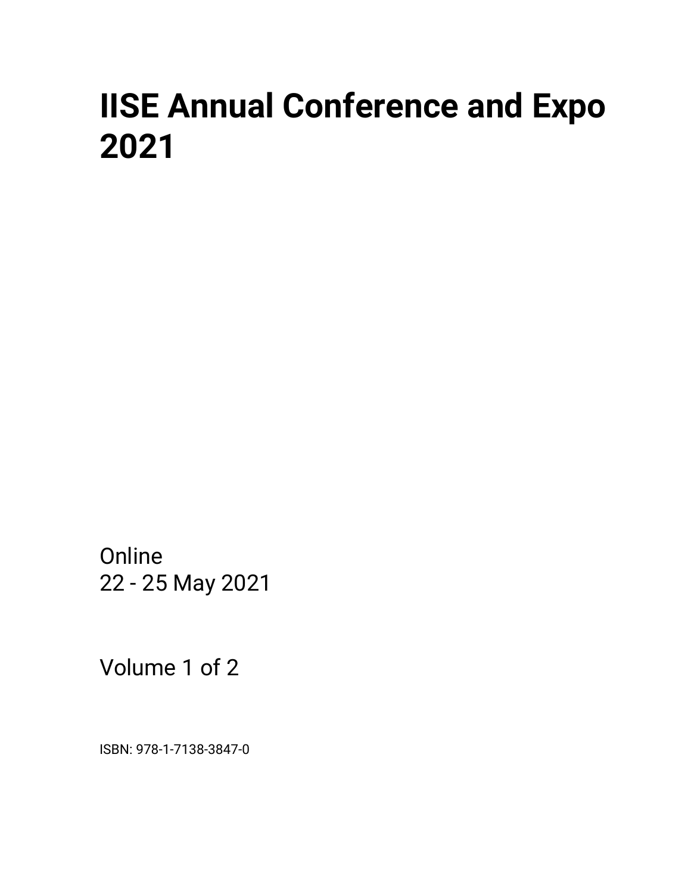# IISE Annual Conference and Expo 2021

Online
22 - 25 May 2021

Volume 1 of 2

ISBN: 978-1-7138-3847-0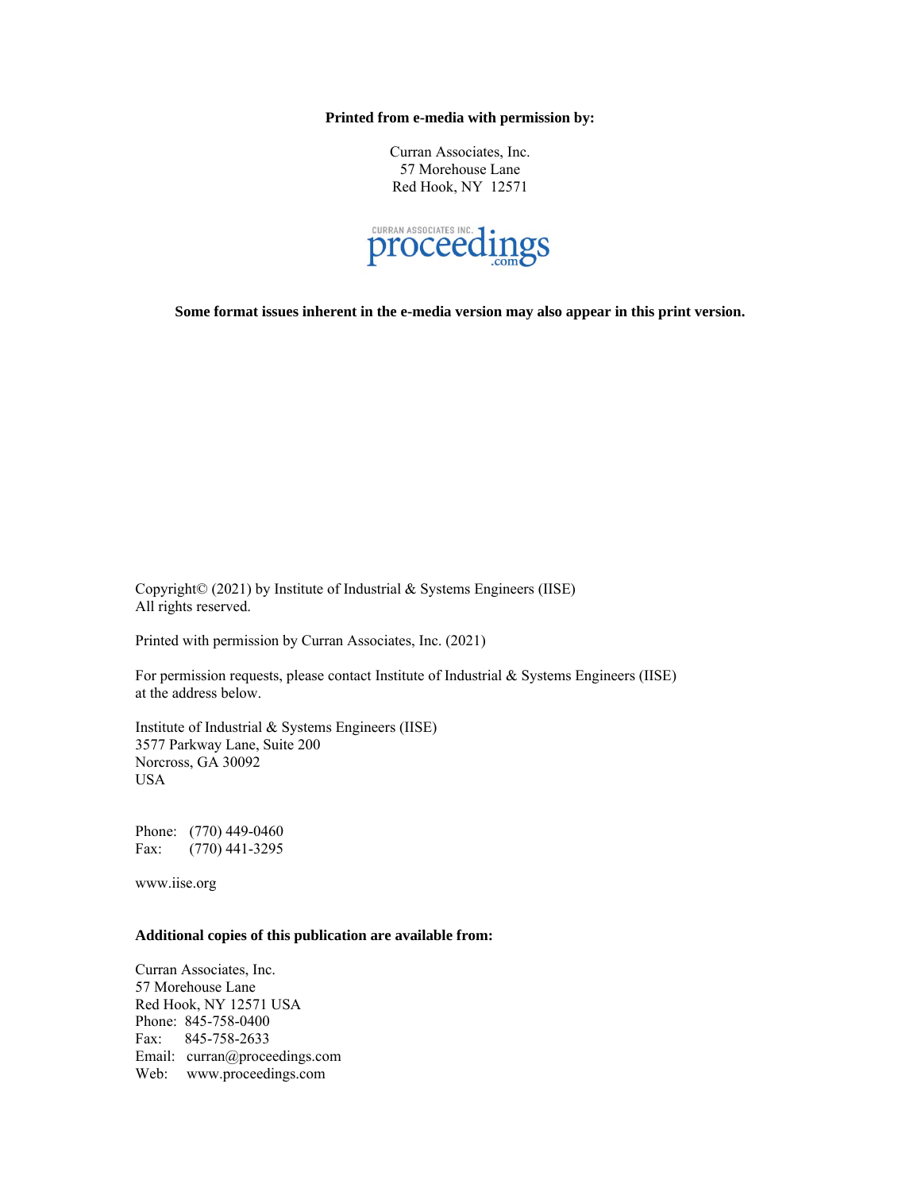**Printed from e-media with permission by:**

Curran Associates, Inc.
57 Morehouse Lane
Red Hook, NY 12571

CURRAN ASSOCIATES INC. proceedings.com

**Some format issues inherent in the e-media version may also appear in this print version.**

Copyright© (2021) by Institute of Industrial & Systems Engineers (IISE)
All rights reserved.

Printed with permission by Curran Associates, Inc. (2021)

For permission requests, please contact Institute of Industrial & Systems Engineers (IISE) at the address below.

Institute of Industrial & Systems Engineers (IISE)
3577 Parkway Lane, Suite 200
Norcross, GA 30092
USA

Phone: (770) 449-0460
Fax: (770) 441-3295

www.iise.org

**Additional copies of this publication are available from:**

Curran Associates, Inc.
57 Morehouse Lane
Red Hook, NY 12571 USA
Phone: 845-758-0400
Fax: 845-758-2633
Email: curran@proceedings.com
Web: www.proceedings.com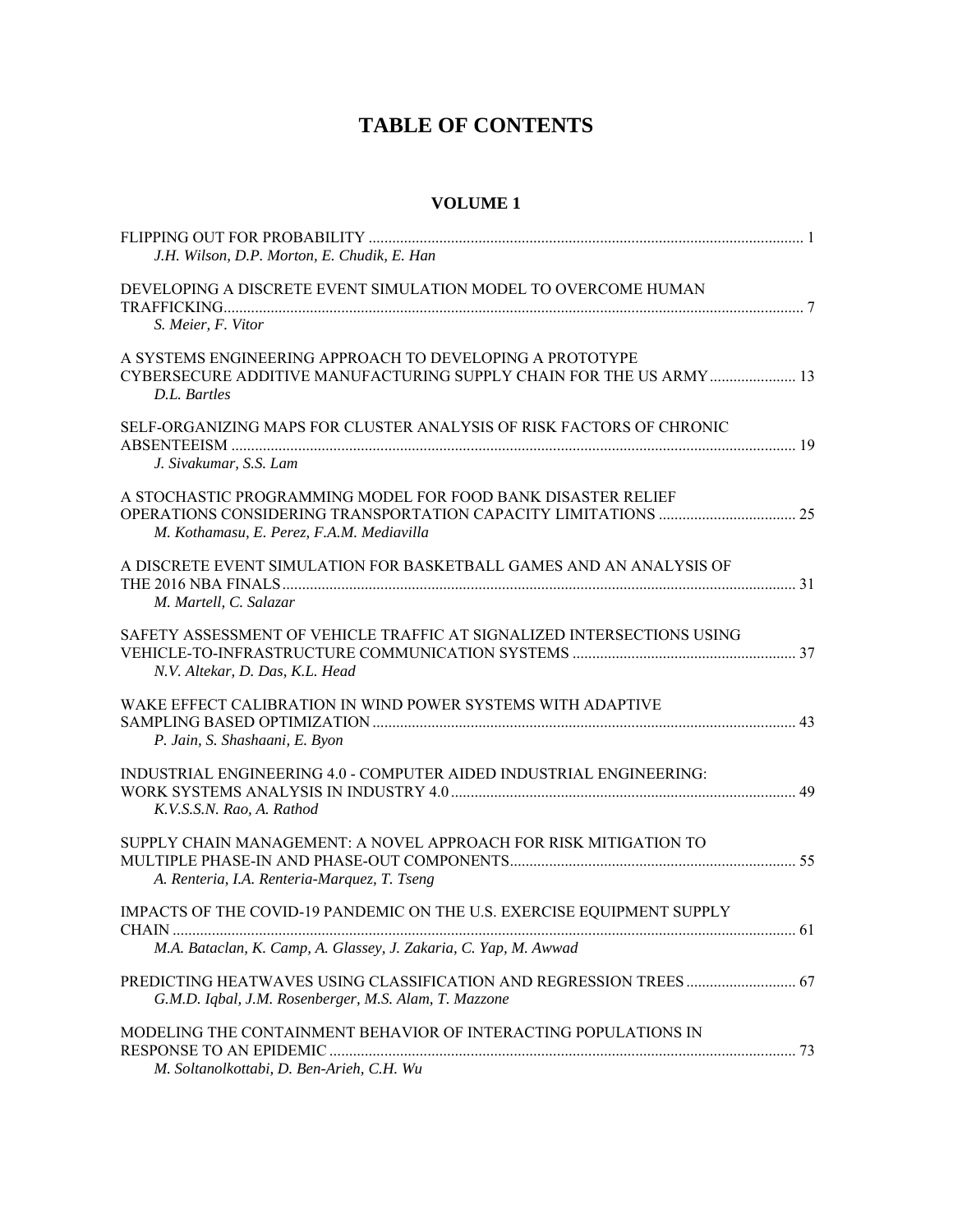# TABLE OF CONTENTS

## VOLUME 1

FLIPPING OUT FOR PROBABILITY ............................................................................................................. 1
*J.H. Wilson, D.P. Morton, E. Chudik, E. Han*

DEVELOPING A DISCRETE EVENT SIMULATION MODEL TO OVERCOME HUMAN TRAFFICKING.................................................................................................................................................. 7
*S. Meier, F. Vitor*

A SYSTEMS ENGINEERING APPROACH TO DEVELOPING A PROTOTYPE CYBERSECURE ADDITIVE MANUFACTURING SUPPLY CHAIN FOR THE US ARMY...................... 13
*D.L. Bartles*

SELF-ORGANIZING MAPS FOR CLUSTER ANALYSIS OF RISK FACTORS OF CHRONIC ABSENTEEISM ............................................................................................................................................... 19
*J. Sivakumar, S.S. Lam*

A STOCHASTIC PROGRAMMING MODEL FOR FOOD BANK DISASTER RELIEF OPERATIONS CONSIDERING TRANSPORTATION CAPACITY LIMITATIONS ................................... 25
*M. Kothamasu, E. Perez, F.A.M. Mediavilla*

A DISCRETE EVENT SIMULATION FOR BASKETBALL GAMES AND AN ANALYSIS OF THE 2016 NBA FINALS.................................................................................................................................. 31
*M. Martell, C. Salazar*

SAFETY ASSESSMENT OF VEHICLE TRAFFIC AT SIGNALIZED INTERSECTIONS USING VEHICLE-TO-INFRASTRUCTURE COMMUNICATION SYSTEMS ......................................................... 37
*N.V. Altekar, D. Das, K.L. Head*

WAKE EFFECT CALIBRATION IN WIND POWER SYSTEMS WITH ADAPTIVE SAMPLING BASED OPTIMIZATION........................................................................................................... 43
*P. Jain, S. Shashaani, E. Byon*

INDUSTRIAL ENGINEERING 4.0 - COMPUTER AIDED INDUSTRIAL ENGINEERING: WORK SYSTEMS ANALYSIS IN INDUSTRY 4.0....................................................................................... 49
*K.V.S.S.N. Rao, A. Rathod*

SUPPLY CHAIN MANAGEMENT: A NOVEL APPROACH FOR RISK MITIGATION TO MULTIPLE PHASE-IN AND PHASE-OUT COMPONENTS........................................................................ 55
*A. Renteria, I.A. Renteria-Marquez, T. Tseng*

IMPACTS OF THE COVID-19 PANDEMIC ON THE U.S. EXERCISE EQUIPMENT SUPPLY CHAIN .............................................................................................................................................................. 61
*M.A. Bataclan, K. Camp, A. Glassey, J. Zakaria, C. Yap, M. Awwad*

PREDICTING HEATWAVES USING CLASSIFICATION AND REGRESSION TREES ............................ 67
*G.M.D. Iqbal, J.M. Rosenberger, M.S. Alam, T. Mazzone*

MODELING THE CONTAINMENT BEHAVIOR OF INTERACTING POPULATIONS IN RESPONSE TO AN EPIDEMIC ...................................................................................................................... 73
*M. Soltanolkottabi, D. Ben-Arieh, C.H. Wu*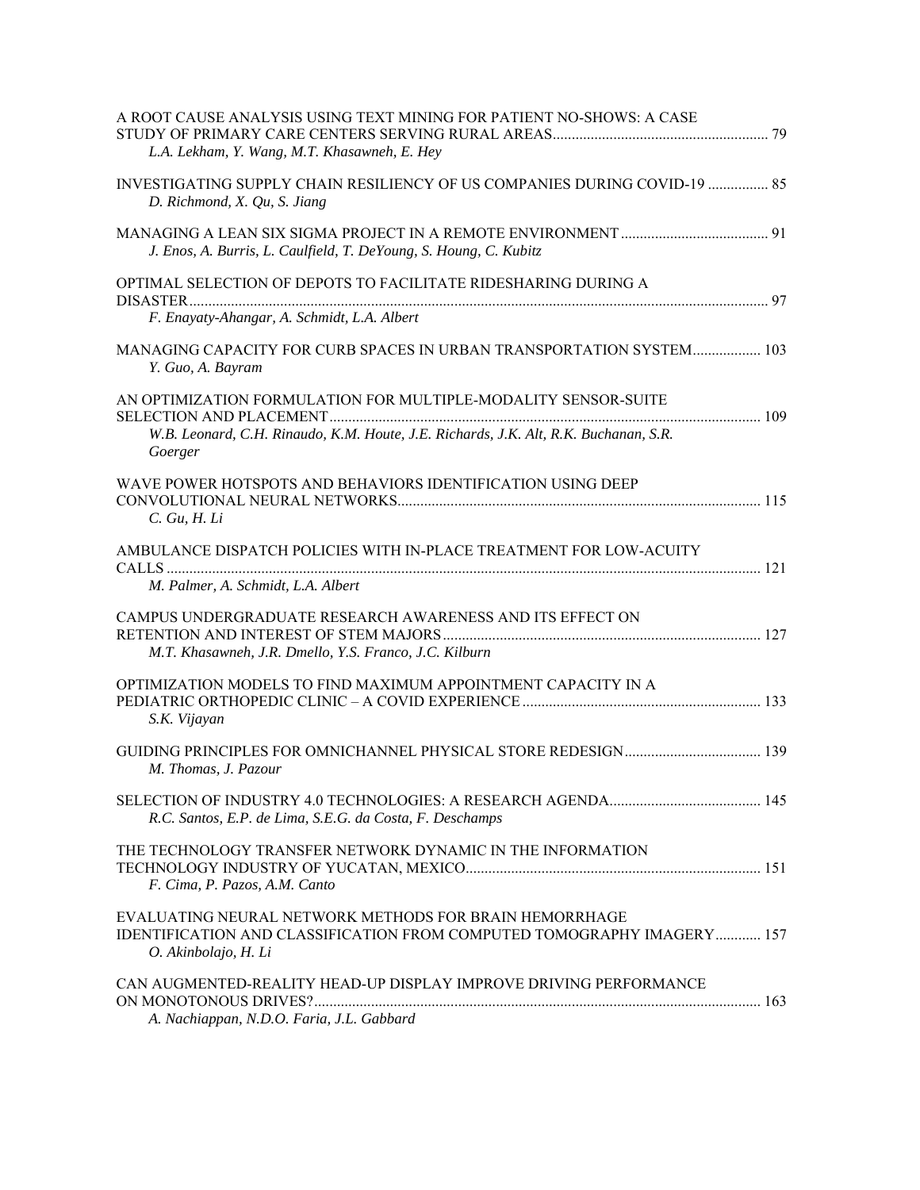A ROOT CAUSE ANALYSIS USING TEXT MINING FOR PATIENT NO-SHOWS: A CASE STUDY OF PRIMARY CARE CENTERS SERVING RURAL AREAS ........ 79
*L.A. Lekham, Y. Wang, M.T. Khasawneh, E. Hey*

INVESTIGATING SUPPLY CHAIN RESILIENCY OF US COMPANIES DURING COVID-19 ........ 85
*D. Richmond, X. Qu, S. Jiang*

MANAGING A LEAN SIX SIGMA PROJECT IN A REMOTE ENVIRONMENT ........ 91
*J. Enos, A. Burris, L. Caulfield, T. DeYoung, S. Houng, C. Kubitz*

OPTIMAL SELECTION OF DEPOTS TO FACILITATE RIDESHARING DURING A DISASTER ........ 97
*F. Enayaty-Ahangar, A. Schmidt, L.A. Albert*

MANAGING CAPACITY FOR CURB SPACES IN URBAN TRANSPORTATION SYSTEM ........ 103
*Y. Guo, A. Bayram*

AN OPTIMIZATION FORMULATION FOR MULTIPLE-MODALITY SENSOR-SUITE SELECTION AND PLACEMENT ........ 109
*W.B. Leonard, C.H. Rinaudo, K.M. Houte, J.E. Richards, J.K. Alt, R.K. Buchanan, S.R. Goerger*

WAVE POWER HOTSPOTS AND BEHAVIORS IDENTIFICATION USING DEEP CONVOLUTIONAL NEURAL NETWORKS ........ 115
*C. Gu, H. Li*

AMBULANCE DISPATCH POLICIES WITH IN-PLACE TREATMENT FOR LOW-ACUITY CALLS ........ 121
*M. Palmer, A. Schmidt, L.A. Albert*

CAMPUS UNDERGRADUATE RESEARCH AWARENESS AND ITS EFFECT ON RETENTION AND INTEREST OF STEM MAJORS ........ 127
*M.T. Khasawneh, J.R. Dmello, Y.S. Franco, J.C. Kilburn*

OPTIMIZATION MODELS TO FIND MAXIMUM APPOINTMENT CAPACITY IN A PEDIATRIC ORTHOPEDIC CLINIC – A COVID EXPERIENCE ........ 133
*S.K. Vijayan*

GUIDING PRINCIPLES FOR OMNICHANNEL PHYSICAL STORE REDESIGN ........ 139
*M. Thomas, J. Pazour*

SELECTION OF INDUSTRY 4.0 TECHNOLOGIES: A RESEARCH AGENDA ........ 145
*R.C. Santos, E.P. de Lima, S.E.G. da Costa, F. Deschamps*

THE TECHNOLOGY TRANSFER NETWORK DYNAMIC IN THE INFORMATION TECHNOLOGY INDUSTRY OF YUCATAN, MEXICO ........ 151
*F. Cima, P. Pazos, A.M. Canto*

EVALUATING NEURAL NETWORK METHODS FOR BRAIN HEMORRHAGE IDENTIFICATION AND CLASSIFICATION FROM COMPUTED TOMOGRAPHY IMAGERY ........ 157
*O. Akinbolajo, H. Li*

CAN AUGMENTED-REALITY HEAD-UP DISPLAY IMPROVE DRIVING PERFORMANCE ON MONOTONOUS DRIVES? ........ 163
*A. Nachiappan, N.D.O. Faria, J.L. Gabbard*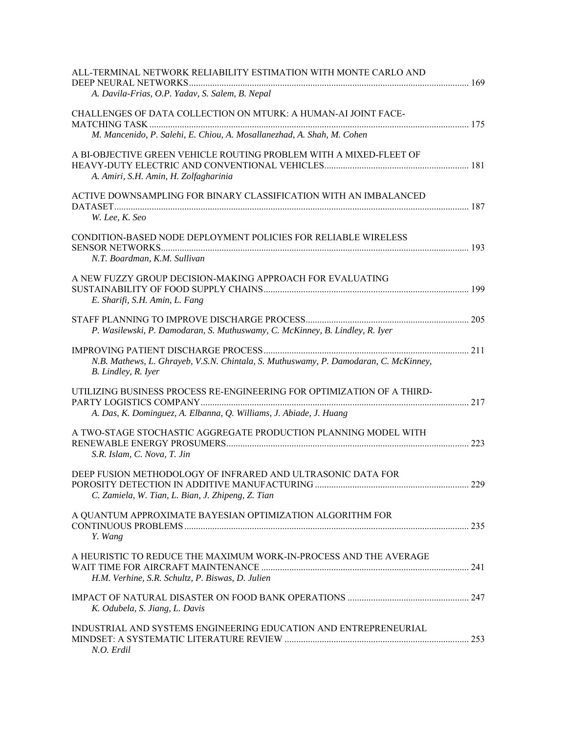ALL-TERMINAL NETWORK RELIABILITY ESTIMATION WITH MONTE CARLO AND DEEP NEURAL NETWORKS ........ 169
*A. Davila-Frias, O.P. Yadav, S. Salem, B. Nepal*

CHALLENGES OF DATA COLLECTION ON MTURK: A HUMAN-AI JOINT FACE-MATCHING TASK ........ 175
*M. Mancenido, P. Salehi, E. Chiou, A. Mosallanezhad, A. Shah, M. Cohen*

A BI-OBJECTIVE GREEN VEHICLE ROUTING PROBLEM WITH A MIXED-FLEET OF HEAVY-DUTY ELECTRIC AND CONVENTIONAL VEHICLES ........ 181
*A. Amiri, S.H. Amin, H. Zolfagharinia*

ACTIVE DOWNSAMPLING FOR BINARY CLASSIFICATION WITH AN IMBALANCED DATASET ........ 187
*W. Lee, K. Seo*

CONDITION-BASED NODE DEPLOYMENT POLICIES FOR RELIABLE WIRELESS SENSOR NETWORKS ........ 193
*N.T. Boardman, K.M. Sullivan*

A NEW FUZZY GROUP DECISION-MAKING APPROACH FOR EVALUATING SUSTAINABILITY OF FOOD SUPPLY CHAINS ........ 199
*E. Sharifi, S.H. Amin, L. Fang*

STAFF PLANNING TO IMPROVE DISCHARGE PROCESS ........ 205
*P. Wasilewski, P. Damodaran, S. Muthuswamy, C. McKinney, B. Lindley, R. Iyer*

IMPROVING PATIENT DISCHARGE PROCESS ........ 211
*N.B. Mathews, L. Ghrayeb, V.S.N. Chintala, S. Muthuswamy, P. Damodaran, C. McKinney, B. Lindley, R. Iyer*

UTILIZING BUSINESS PROCESS RE-ENGINEERING FOR OPTIMIZATION OF A THIRD-PARTY LOGISTICS COMPANY ........ 217
*A. Das, K. Dominguez, A. Elbanna, Q. Williams, J. Abiade, J. Huang*

A TWO-STAGE STOCHASTIC AGGREGATE PRODUCTION PLANNING MODEL WITH RENEWABLE ENERGY PROSUMERS ........ 223
*S.R. Islam, C. Nova, T. Jin*

DEEP FUSION METHODOLOGY OF INFRARED AND ULTRASONIC DATA FOR POROSITY DETECTION IN ADDITIVE MANUFACTURING ........ 229
*C. Zamiela, W. Tian, L. Bian, J. Zhipeng, Z. Tian*

A QUANTUM APPROXIMATE BAYESIAN OPTIMIZATION ALGORITHM FOR CONTINUOUS PROBLEMS ........ 235
*Y. Wang*

A HEURISTIC TO REDUCE THE MAXIMUM WORK-IN-PROCESS AND THE AVERAGE WAIT TIME FOR AIRCRAFT MAINTENANCE ........ 241
*H.M. Verhine, S.R. Schultz, P. Biswas, D. Julien*

IMPACT OF NATURAL DISASTER ON FOOD BANK OPERATIONS ........ 247
*K. Odubela, S. Jiang, L. Davis*

INDUSTRIAL AND SYSTEMS ENGINEERING EDUCATION AND ENTREPRENEURIAL MINDSET: A SYSTEMATIC LITERATURE REVIEW ........ 253
*N.O. Erdil*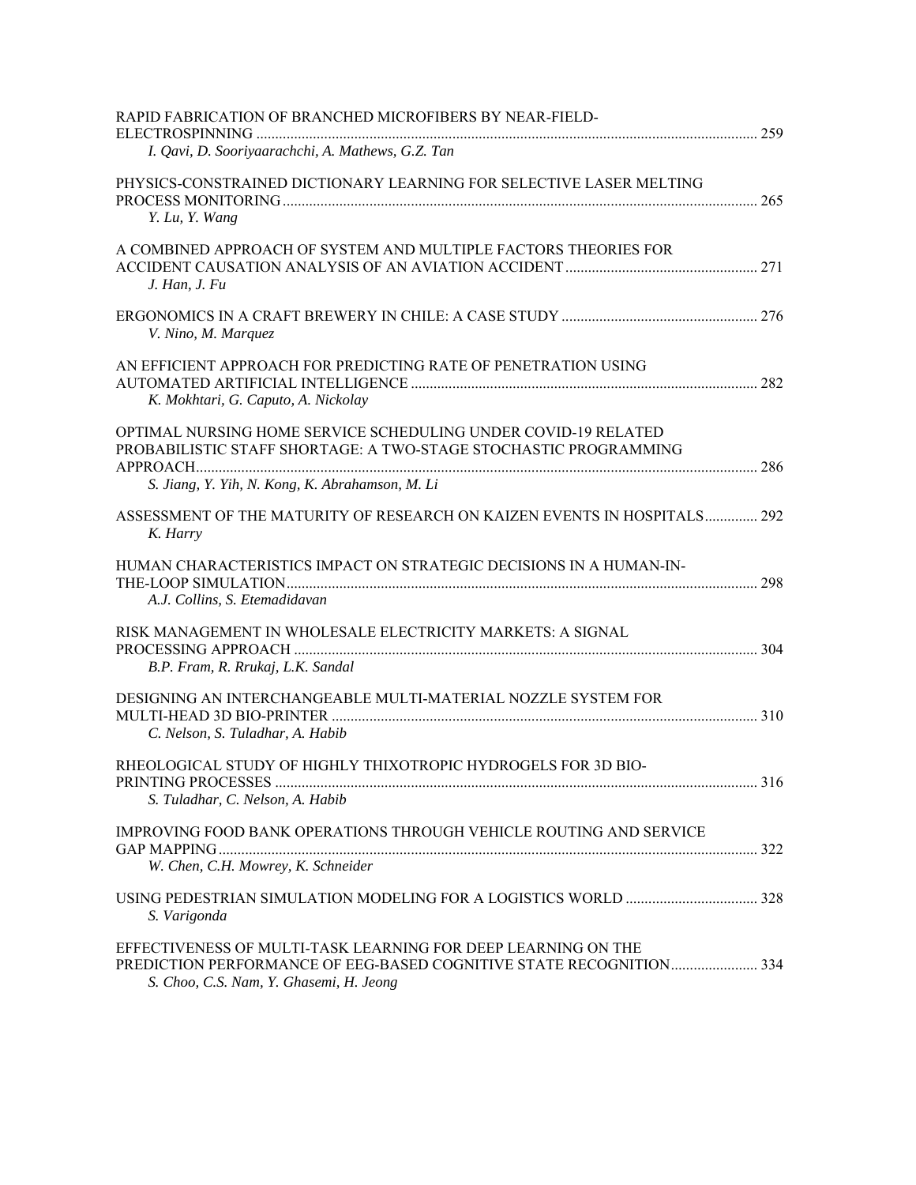RAPID FABRICATION OF BRANCHED MICROFIBERS BY NEAR-FIELD-ELECTROSPINNING .................................................................................................................................... 259
*I. Qavi, D. Sooriyaarachchi, A. Mathews, G.Z. Tan*

PHYSICS-CONSTRAINED DICTIONARY LEARNING FOR SELECTIVE LASER MELTING PROCESS MONITORING ............................................................................................................................. 265
*Y. Lu, Y. Wang*

A COMBINED APPROACH OF SYSTEM AND MULTIPLE FACTORS THEORIES FOR ACCIDENT CAUSATION ANALYSIS OF AN AVIATION ACCIDENT .................................................. 271
*J. Han, J. Fu*

ERGONOMICS IN A CRAFT BREWERY IN CHILE: A CASE STUDY .................................................... 276
*V. Nino, M. Marquez*

AN EFFICIENT APPROACH FOR PREDICTING RATE OF PENETRATION USING AUTOMATED ARTIFICIAL INTELLIGENCE ........................................................................................... 282
*K. Mokhtari, G. Caputo, A. Nickolay*

OPTIMAL NURSING HOME SERVICE SCHEDULING UNDER COVID-19 RELATED PROBABILISTIC STAFF SHORTAGE: A TWO-STAGE STOCHASTIC PROGRAMMING APPROACH.................................................................................................................................................... 286
*S. Jiang, Y. Yih, N. Kong, K. Abrahamson, M. Li*

ASSESSMENT OF THE MATURITY OF RESEARCH ON KAIZEN EVENTS IN HOSPITALS.............. 292
*K. Harry*

HUMAN CHARACTERISTICS IMPACT ON STRATEGIC DECISIONS IN A HUMAN-IN-THE-LOOP SIMULATION............................................................................................................................. 298
*A.J. Collins, S. Etemadidavan*

RISK MANAGEMENT IN WHOLESALE ELECTRICITY MARKETS: A SIGNAL PROCESSING APPROACH ........................................................................................................................... 304
*B.P. Fram, R. Rrukaj, L.K. Sandal*

DESIGNING AN INTERCHANGEABLE MULTI-MATERIAL NOZZLE SYSTEM FOR MULTI-HEAD 3D BIO-PRINTER ................................................................................................................. 310
*C. Nelson, S. Tuladhar, A. Habib*

RHEOLOGICAL STUDY OF HIGHLY THIXOTROPIC HYDROGELS FOR 3D BIO-PRINTING PROCESSES ................................................................................................................................ 316
*S. Tuladhar, C. Nelson, A. Habib*

IMPROVING FOOD BANK OPERATIONS THROUGH VEHICLE ROUTING AND SERVICE GAP MAPPING.............................................................................................................................................. 322
*W. Chen, C.H. Mowrey, K. Schneider*

USING PEDESTRIAN SIMULATION MODELING FOR A LOGISTICS WORLD ................................... 328
*S. Varigonda*

EFFECTIVENESS OF MULTI-TASK LEARNING FOR DEEP LEARNING ON THE PREDICTION PERFORMANCE OF EEG-BASED COGNITIVE STATE RECOGNITION....................... 334
*S. Choo, C.S. Nam, Y. Ghasemi, H. Jeong*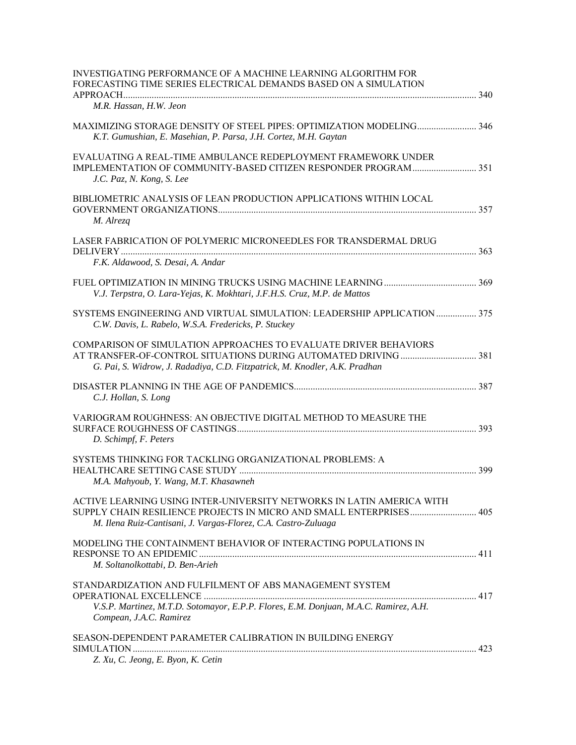INVESTIGATING PERFORMANCE OF A MACHINE LEARNING ALGORITHM FOR FORECASTING TIME SERIES ELECTRICAL DEMANDS BASED ON A SIMULATION APPROACH ........ 340
*M.R. Hassan, H.W. Jeon*

MAXIMIZING STORAGE DENSITY OF STEEL PIPES: OPTIMIZATION MODELING ........ 346
*K.T. Gumushian, E. Masehian, P. Parsa, J.H. Cortez, M.H. Gaytan*

EVALUATING A REAL-TIME AMBULANCE REDEPLOYMENT FRAMEWORK UNDER IMPLEMENTATION OF COMMUNITY-BASED CITIZEN RESPONDER PROGRAM ........ 351
*J.C. Paz, N. Kong, S. Lee*

BIBLIOMETRIC ANALYSIS OF LEAN PRODUCTION APPLICATIONS WITHIN LOCAL GOVERNMENT ORGANIZATIONS ........ 357
*M. Alrezq*

LASER FABRICATION OF POLYMERIC MICRONEEDLES FOR TRANSDERMAL DRUG DELIVERY ........ 363
*F.K. Aldawood, S. Desai, A. Andar*

FUEL OPTIMIZATION IN MINING TRUCKS USING MACHINE LEARNING ........ 369
*V.J. Terpstra, O. Lara-Yejas, K. Mokhtari, J.F.H.S. Cruz, M.P. de Mattos*

SYSTEMS ENGINEERING AND VIRTUAL SIMULATION: LEADERSHIP APPLICATION ........ 375
*C.W. Davis, L. Rabelo, W.S.A. Fredericks, P. Stuckey*

COMPARISON OF SIMULATION APPROACHES TO EVALUATE DRIVER BEHAVIORS AT TRANSFER-OF-CONTROL SITUATIONS DURING AUTOMATED DRIVING ........ 381
*G. Pai, S. Widrow, J. Radadiya, C.D. Fitzpatrick, M. Knodler, A.K. Pradhan*

DISASTER PLANNING IN THE AGE OF PANDEMICS ........ 387
*C.J. Hollan, S. Long*

VARIOGRAM ROUGHNESS: AN OBJECTIVE DIGITAL METHOD TO MEASURE THE SURFACE ROUGHNESS OF CASTINGS ........ 393
*D. Schimpf, F. Peters*

SYSTEMS THINKING FOR TACKLING ORGANIZATIONAL PROBLEMS: A HEALTHCARE SETTING CASE STUDY ........ 399
*M.A. Mahyoub, Y. Wang, M.T. Khasawneh*

ACTIVE LEARNING USING INTER-UNIVERSITY NETWORKS IN LATIN AMERICA WITH SUPPLY CHAIN RESILIENCE PROJECTS IN MICRO AND SMALL ENTERPRISES ........ 405
*M. Ilena Ruiz-Cantisani, J. Vargas-Florez, C.A. Castro-Zuluaga*

MODELING THE CONTAINMENT BEHAVIOR OF INTERACTING POPULATIONS IN RESPONSE TO AN EPIDEMIC ........ 411
*M. Soltanolkottabi, D. Ben-Arieh*

STANDARDIZATION AND FULFILMENT OF ABS MANAGEMENT SYSTEM OPERATIONAL EXCELLENCE ........ 417
*V.S.P. Martinez, M.T.D. Sotomayor, E.P.P. Flores, E.M. Donjuan, M.A.C. Ramirez, A.H. Compean, J.A.C. Ramirez*

SEASON-DEPENDENT PARAMETER CALIBRATION IN BUILDING ENERGY SIMULATION ........ 423
*Z. Xu, C. Jeong, E. Byon, K. Cetin*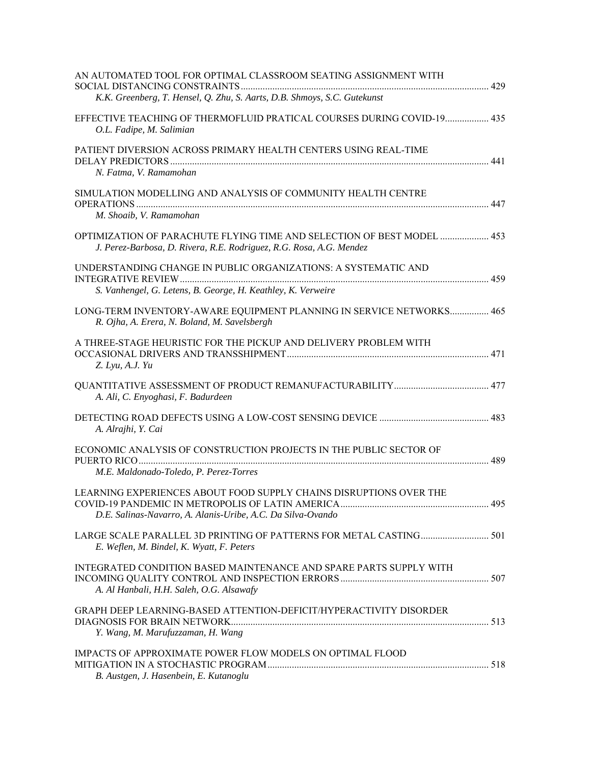AN AUTOMATED TOOL FOR OPTIMAL CLASSROOM SEATING ASSIGNMENT WITH SOCIAL DISTANCING CONSTRAINTS ..... 429
*K.K. Greenberg, T. Hensel, Q. Zhu, S. Aarts, D.B. Shmoys, S.C. Gutekunst*

EFFECTIVE TEACHING OF THERMOFLUID PRATICAL COURSES DURING COVID-19..... 435
*O.L. Fadipe, M. Salimian*

PATIENT DIVERSION ACROSS PRIMARY HEALTH CENTERS USING REAL-TIME DELAY PREDICTORS ..... 441
*N. Fatma, V. Ramamohan*

SIMULATION MODELLING AND ANALYSIS OF COMMUNITY HEALTH CENTRE OPERATIONS ..... 447
*M. Shoaib, V. Ramamohan*

OPTIMIZATION OF PARACHUTE FLYING TIME AND SELECTION OF BEST MODEL ..... 453
*J. Perez-Barbosa, D. Rivera, R.E. Rodriguez, R.G. Rosa, A.G. Mendez*

UNDERSTANDING CHANGE IN PUBLIC ORGANIZATIONS: A SYSTEMATIC AND INTEGRATIVE REVIEW ..... 459
*S. Vanhengel, G. Letens, B. George, H. Keathley, K. Verweire*

LONG-TERM INVENTORY-AWARE EQUIPMENT PLANNING IN SERVICE NETWORKS..... 465
*R. Ojha, A. Erera, N. Boland, M. Savelsbergh*

A THREE-STAGE HEURISTIC FOR THE PICKUP AND DELIVERY PROBLEM WITH OCCASIONAL DRIVERS AND TRANSSHIPMENT ..... 471
*Z. Lyu, A.J. Yu*

QUANTITATIVE ASSESSMENT OF PRODUCT REMANUFACTURABILITY..... 477
*A. Ali, C. Enyoghasi, F. Badurdeen*

DETECTING ROAD DEFECTS USING A LOW-COST SENSING DEVICE ..... 483
*A. Alrajhi, Y. Cai*

ECONOMIC ANALYSIS OF CONSTRUCTION PROJECTS IN THE PUBLIC SECTOR OF PUERTO RICO ..... 489
*M.E. Maldonado-Toledo, P. Perez-Torres*

LEARNING EXPERIENCES ABOUT FOOD SUPPLY CHAINS DISRUPTIONS OVER THE COVID-19 PANDEMIC IN METROPOLIS OF LATIN AMERICA ..... 495
*D.E. Salinas-Navarro, A. Alanis-Uribe, A.C. Da Silva-Ovando*

LARGE SCALE PARALLEL 3D PRINTING OF PATTERNS FOR METAL CASTING..... 501
*E. Weflen, M. Bindel, K. Wyatt, F. Peters*

INTEGRATED CONDITION BASED MAINTENANCE AND SPARE PARTS SUPPLY WITH INCOMING QUALITY CONTROL AND INSPECTION ERRORS ..... 507
*A. Al Hanbali, H.H. Saleh, O.G. Alsawafy*

GRAPH DEEP LEARNING-BASED ATTENTION-DEFICIT/HYPERACTIVITY DISORDER DIAGNOSIS FOR BRAIN NETWORK..... 513
*Y. Wang, M. Marufuzzaman, H. Wang*

IMPACTS OF APPROXIMATE POWER FLOW MODELS ON OPTIMAL FLOOD MITIGATION IN A STOCHASTIC PROGRAM ..... 518
*B. Austgen, J. Hasenbein, E. Kutanoglu*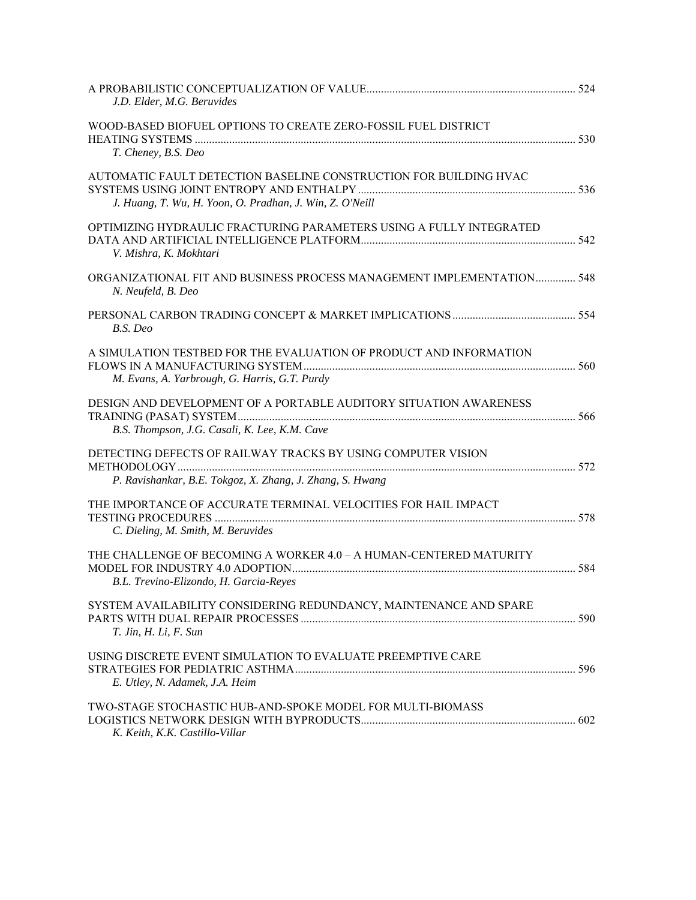A PROBABILISTIC CONCEPTUALIZATION OF VALUE........................................................................ 524
*J.D. Elder, M.G. Beruvides*

WOOD-BASED BIOFUEL OPTIONS TO CREATE ZERO-FOSSIL FUEL DISTRICT HEATING SYSTEMS .................................................................................................................................... 530
*T. Cheney, B.S. Deo*

AUTOMATIC FAULT DETECTION BASELINE CONSTRUCTION FOR BUILDING HVAC SYSTEMS USING JOINT ENTROPY AND ENTHALPY ............................................................................ 536
*J. Huang, T. Wu, H. Yoon, O. Pradhan, J. Win, Z. O'Neill*

OPTIMIZING HYDRAULIC FRACTURING PARAMETERS USING A FULLY INTEGRATED DATA AND ARTIFICIAL INTELLIGENCE PLATFORM.......................................................................... 542
*V. Mishra, K. Mokhtari*

ORGANIZATIONAL FIT AND BUSINESS PROCESS MANAGEMENT IMPLEMENTATION.............. 548
*N. Neufeld, B. Deo*

PERSONAL CARBON TRADING CONCEPT & MARKET IMPLICATIONS........................................... 554
*B.S. Deo*

A SIMULATION TESTBED FOR THE EVALUATION OF PRODUCT AND INFORMATION FLOWS IN A MANUFACTURING SYSTEM.............................................................................................. 560
*M. Evans, A. Yarbrough, G. Harris, G.T. Purdy*

DESIGN AND DEVELOPMENT OF A PORTABLE AUDITORY SITUATION AWARENESS TRAINING (PASAT) SYSTEM..................................................................................................................... 566
*B.S. Thompson, J.G. Casali, K. Lee, K.M. Cave*

DETECTING DEFECTS OF RAILWAY TRACKS BY USING COMPUTER VISION METHODOLOGY........................................................................................................................................... 572
*P. Ravishankar, B.E. Tokgoz, X. Zhang, J. Zhang, S. Hwang*

THE IMPORTANCE OF ACCURATE TERMINAL VELOCITIES FOR HAIL IMPACT TESTING PROCEDURES ............................................................................................................................. 578
*C. Dieling, M. Smith, M. Beruvides*

THE CHALLENGE OF BECOMING A WORKER 4.0 – A HUMAN-CENTERED MATURITY MODEL FOR INDUSTRY 4.0 ADOPTION.................................................................................................. 584
*B.L. Trevino-Elizondo, H. Garcia-Reyes*

SYSTEM AVAILABILITY CONSIDERING REDUNDANCY, MAINTENANCE AND SPARE PARTS WITH DUAL REPAIR PROCESSES ............................................................................................... 590
*T. Jin, H. Li, F. Sun*

USING DISCRETE EVENT SIMULATION TO EVALUATE PREEMPTIVE CARE STRATEGIES FOR PEDIATRIC ASTHMA................................................................................................. 596
*E. Utley, N. Adamek, J.A. Heim*

TWO-STAGE STOCHASTIC HUB-AND-SPOKE MODEL FOR MULTI-BIOMASS LOGISTICS NETWORK DESIGN WITH BYPRODUCTS.......................................................................... 602
*K. Keith, K.K. Castillo-Villar*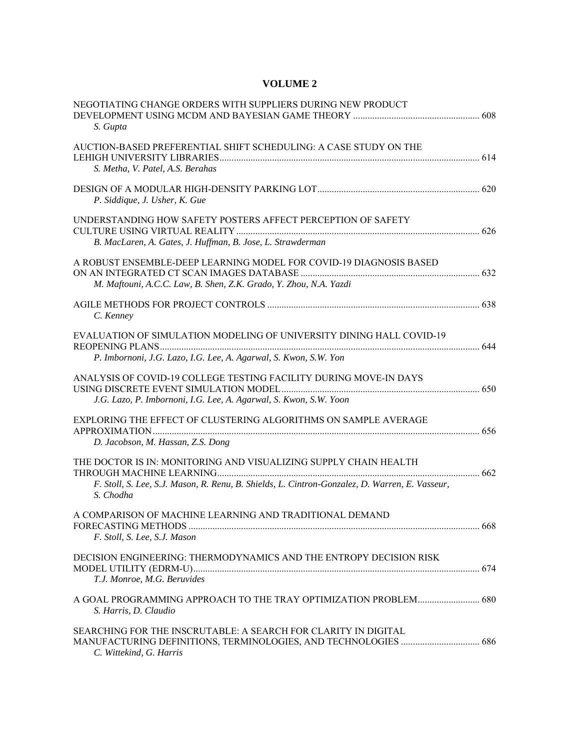# VOLUME 2

NEGOTIATING CHANGE ORDERS WITH SUPPLIERS DURING NEW PRODUCT DEVELOPMENT USING MCDM AND BAYESIAN GAME THEORY ..................................................... 608
*S. Gupta*

AUCTION-BASED PREFERENTIAL SHIFT SCHEDULING: A CASE STUDY ON THE LEHIGH UNIVERSITY LIBRARIES............................................................................................................ 614
*S. Metha, V. Patel, A.S. Berahas*

DESIGN OF A MODULAR HIGH-DENSITY PARKING LOT................................................................... 620
*P. Siddique, J. Usher, K. Gue*

UNDERSTANDING HOW SAFETY POSTERS AFFECT PERCEPTION OF SAFETY CULTURE USING VIRTUAL REALITY ..................................................................................................... 626
*B. MacLaren, A. Gates, J. Huffman, B. Jose, L. Strawderman*

A ROBUST ENSEMBLE-DEEP LEARNING MODEL FOR COVID-19 DIAGNOSIS BASED ON AN INTEGRATED CT SCAN IMAGES DATABASE ........................................................................... 632
*M. Maftouni, A.C.C. Law, B. Shen, Z.K. Grado, Y. Zhou, N.A. Yazdi*

AGILE METHODS FOR PROJECT CONTROLS ......................................................................................... 638
*C. Kenney*

EVALUATION OF SIMULATION MODELING OF UNIVERSITY DINING HALL COVID-19 REOPENING PLANS..................................................................................................................................... 644
*P. Imbornoni, J.G. Lazo, I.G. Lee, A. Agarwal, S. Kwon, S.W. Yon*

ANALYSIS OF COVID-19 COLLEGE TESTING FACILITY DURING MOVE-IN DAYS USING DISCRETE EVENT SIMULATION MODEL................................................................................... 650
*J.G. Lazo, P. Imbornoni, I.G. Lee, A. Agarwal, S. Kwon, S.W. Yoon*

EXPLORING THE EFFECT OF CLUSTERING ALGORITHMS ON SAMPLE AVERAGE APPROXIMATION........................................................................................................................................ 656
*D. Jacobson, M. Hassan, Z.S. Dong*

THE DOCTOR IS IN: MONITORING AND VISUALIZING SUPPLY CHAIN HEALTH THROUGH MACHINE LEARNING............................................................................................................. 662
*F. Stoll, S. Lee, S.J. Mason, R. Renu, B. Shields, L. Cintron-Gonzalez, D. Warren, E. Vasseur, S. Chodha*

A COMPARISON OF MACHINE LEARNING AND TRADITIONAL DEMAND FORECASTING METHODS ......................................................................................................................... 668
*F. Stoll, S. Lee, S.J. Mason*

DECISION ENGINEERING: THERMODYNAMICS AND THE ENTROPY DECISION RISK MODEL UTILITY (EDRM-U)....................................................................................................................... 674
*T.J. Monroe, M.G. Beruvides*

A GOAL PROGRAMMING APPROACH TO THE TRAY OPTIMIZATION PROBLEM.......................... 680
*S. Harris, D. Claudio*

SEARCHING FOR THE INSCRUTABLE: A SEARCH FOR CLARITY IN DIGITAL MANUFACTURING DEFINITIONS, TERMINOLOGIES, AND TECHNOLOGIES ................................. 686
*C. Wittekind, G. Harris*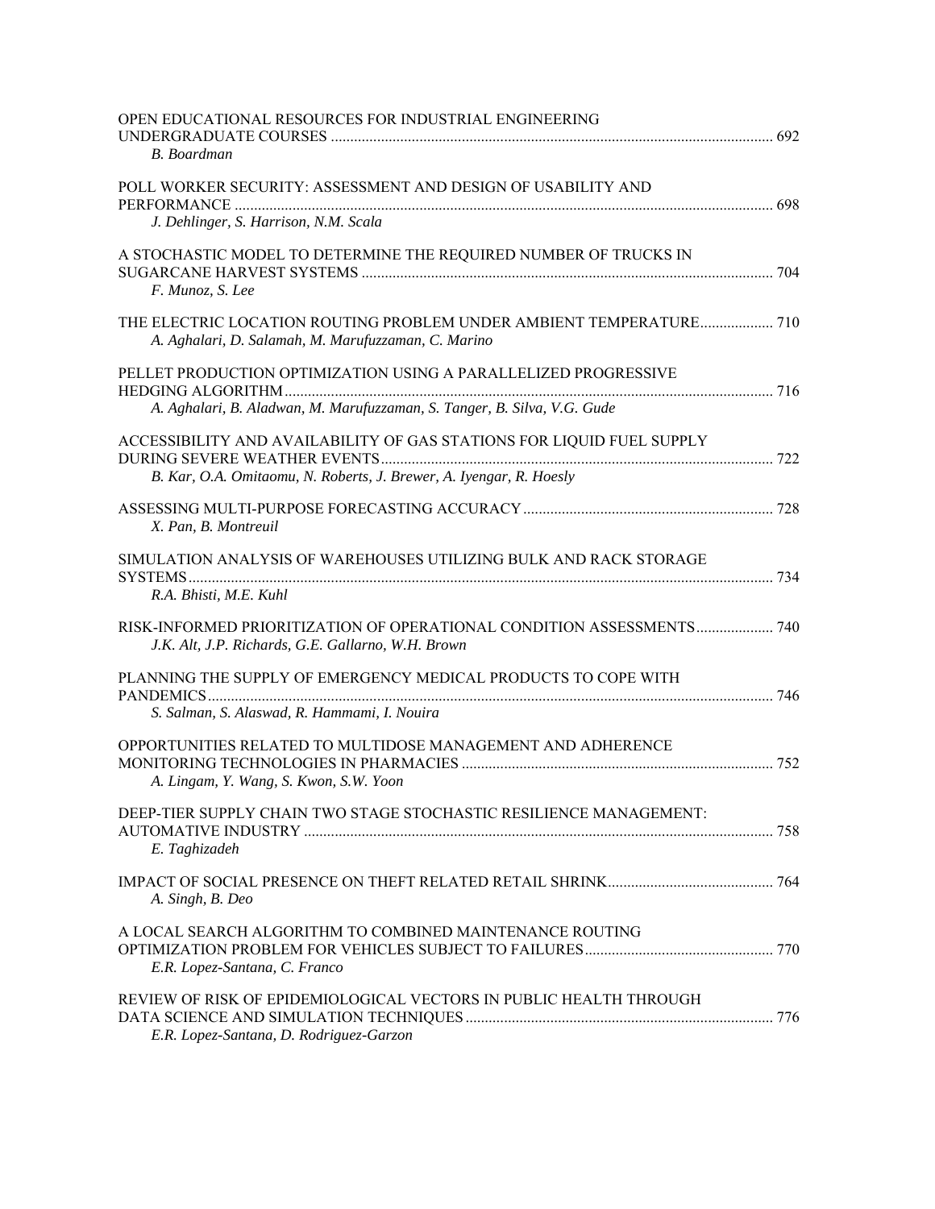OPEN EDUCATIONAL RESOURCES FOR INDUSTRIAL ENGINEERING UNDERGRADUATE COURSES .................... 692
*B. Boardman*

POLL WORKER SECURITY: ASSESSMENT AND DESIGN OF USABILITY AND PERFORMANCE .................... 698
*J. Dehlinger, S. Harrison, N.M. Scala*

A STOCHASTIC MODEL TO DETERMINE THE REQUIRED NUMBER OF TRUCKS IN SUGARCANE HARVEST SYSTEMS .................... 704
*F. Munoz, S. Lee*

THE ELECTRIC LOCATION ROUTING PROBLEM UNDER AMBIENT TEMPERATURE .................... 710
*A. Aghalari, D. Salamah, M. Marufuzzaman, C. Marino*

PELLET PRODUCTION OPTIMIZATION USING A PARALLELIZED PROGRESSIVE HEDGING ALGORITHM .................... 716
*A. Aghalari, B. Aladwan, M. Marufuzzaman, S. Tanger, B. Silva, V.G. Gude*

ACCESSIBILITY AND AVAILABILITY OF GAS STATIONS FOR LIQUID FUEL SUPPLY DURING SEVERE WEATHER EVENTS .................... 722
*B. Kar, O.A. Omitaomu, N. Roberts, J. Brewer, A. Iyengar, R. Hoesly*

ASSESSING MULTI-PURPOSE FORECASTING ACCURACY .................... 728
*X. Pan, B. Montreuil*

SIMULATION ANALYSIS OF WAREHOUSES UTILIZING BULK AND RACK STORAGE SYSTEMS .................... 734
*R.A. Bhisti, M.E. Kuhl*

RISK-INFORMED PRIORITIZATION OF OPERATIONAL CONDITION ASSESSMENTS .................... 740
*J.K. Alt, J.P. Richards, G.E. Gallarno, W.H. Brown*

PLANNING THE SUPPLY OF EMERGENCY MEDICAL PRODUCTS TO COPE WITH PANDEMICS .................... 746
*S. Salman, S. Alaswad, R. Hammami, I. Nouira*

OPPORTUNITIES RELATED TO MULTIDOSE MANAGEMENT AND ADHERENCE MONITORING TECHNOLOGIES IN PHARMACIES .................... 752
*A. Lingam, Y. Wang, S. Kwon, S.W. Yoon*

DEEP-TIER SUPPLY CHAIN TWO STAGE STOCHASTIC RESILIENCE MANAGEMENT: AUTOMATIVE INDUSTRY .................... 758
*E. Taghizadeh*

IMPACT OF SOCIAL PRESENCE ON THEFT RELATED RETAIL SHRINK .................... 764
*A. Singh, B. Deo*

A LOCAL SEARCH ALGORITHM TO COMBINED MAINTENANCE ROUTING OPTIMIZATION PROBLEM FOR VEHICLES SUBJECT TO FAILURES .................... 770
*E.R. Lopez-Santana, C. Franco*

REVIEW OF RISK OF EPIDEMIOLOGICAL VECTORS IN PUBLIC HEALTH THROUGH DATA SCIENCE AND SIMULATION TECHNIQUES .................... 776
*E.R. Lopez-Santana, D. Rodriguez-Garzon*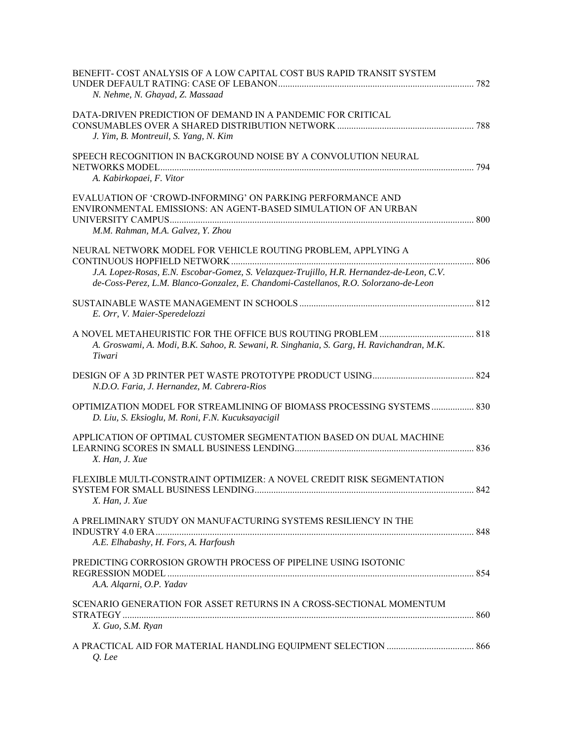BENEFIT- COST ANALYSIS OF A LOW CAPITAL COST BUS RAPID TRANSIT SYSTEM UNDER DEFAULT RATING: CASE OF LEBANON ........ 782
*N. Nehme, N. Ghayad, Z. Massaad*

DATA-DRIVEN PREDICTION OF DEMAND IN A PANDEMIC FOR CRITICAL CONSUMABLES OVER A SHARED DISTRIBUTION NETWORK ........ 788
*J. Yim, B. Montreuil, S. Yang, N. Kim*

SPEECH RECOGNITION IN BACKGROUND NOISE BY A CONVOLUTION NEURAL NETWORKS MODEL ........ 794
*A. Kabirkopaei, F. Vitor*

EVALUATION OF 'CROWD-INFORMING' ON PARKING PERFORMANCE AND ENVIRONMENTAL EMISSIONS: AN AGENT-BASED SIMULATION OF AN URBAN UNIVERSITY CAMPUS ........ 800
*M.M. Rahman, M.A. Galvez, Y. Zhou*

NEURAL NETWORK MODEL FOR VEHICLE ROUTING PROBLEM, APPLYING A CONTINUOUS HOPFIELD NETWORK ........ 806
*J.A. Lopez-Rosas, E.N. Escobar-Gomez, S. Velazquez-Trujillo, H.R. Hernandez-de-Leon, C.V. de-Coss-Perez, L.M. Blanco-Gonzalez, E. Chandomi-Castellanos, R.O. Solorzano-de-Leon*

SUSTAINABLE WASTE MANAGEMENT IN SCHOOLS ........ 812
*E. Orr, V. Maier-Speredelozzi*

A NOVEL METAHEURISTIC FOR THE OFFICE BUS ROUTING PROBLEM ........ 818
*A. Groswami, A. Modi, B.K. Sahoo, R. Sewani, R. Singhania, S. Garg, H. Ravichandran, M.K. Tiwari*

DESIGN OF A 3D PRINTER PET WASTE PROTOTYPE PRODUCT USING ........ 824
*N.D.O. Faria, J. Hernandez, M. Cabrera-Rios*

OPTIMIZATION MODEL FOR STREAMLINING OF BIOMASS PROCESSING SYSTEMS ........ 830
*D. Liu, S. Eksioglu, M. Roni, F.N. Kucuksayacigil*

APPLICATION OF OPTIMAL CUSTOMER SEGMENTATION BASED ON DUAL MACHINE LEARNING SCORES IN SMALL BUSINESS LENDING ........ 836
*X. Han, J. Xue*

FLEXIBLE MULTI-CONSTRAINT OPTIMIZER: A NOVEL CREDIT RISK SEGMENTATION SYSTEM FOR SMALL BUSINESS LENDING ........ 842
*X. Han, J. Xue*

A PRELIMINARY STUDY ON MANUFACTURING SYSTEMS RESILIENCY IN THE INDUSTRY 4.0 ERA ........ 848
*A.E. Elhabashy, H. Fors, A. Harfoush*

PREDICTING CORROSION GROWTH PROCESS OF PIPELINE USING ISOTONIC REGRESSION MODEL ........ 854
*A.A. Alqarni, O.P. Yadav*

SCENARIO GENERATION FOR ASSET RETURNS IN A CROSS-SECTIONAL MOMENTUM STRATEGY ........ 860
*X. Guo, S.M. Ryan*

A PRACTICAL AID FOR MATERIAL HANDLING EQUIPMENT SELECTION ........ 866
*Q. Lee*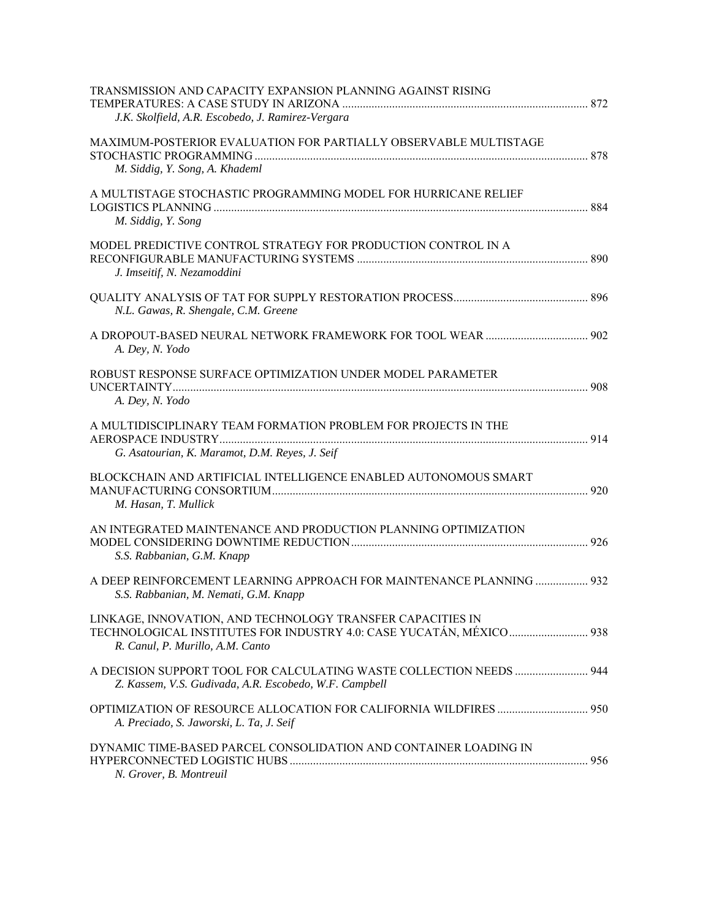TRANSMISSION AND CAPACITY EXPANSION PLANNING AGAINST RISING TEMPERATURES: A CASE STUDY IN ARIZONA ........ 872
*J.K. Skolfield, A.R. Escobedo, J. Ramirez-Vergara*

MAXIMUM-POSTERIOR EVALUATION FOR PARTIALLY OBSERVABLE MULTISTAGE STOCHASTIC PROGRAMMING ........ 878
*M. Siddig, Y. Song, A. Khademl*

A MULTISTAGE STOCHASTIC PROGRAMMING MODEL FOR HURRICANE RELIEF LOGISTICS PLANNING ........ 884
*M. Siddig, Y. Song*

MODEL PREDICTIVE CONTROL STRATEGY FOR PRODUCTION CONTROL IN A RECONFIGURABLE MANUFACTURING SYSTEMS ........ 890
*J. Imseitif, N. Nezamoddini*

QUALITY ANALYSIS OF TAT FOR SUPPLY RESTORATION PROCESS ........ 896
*N.L. Gawas, R. Shengale, C.M. Greene*

A DROPOUT-BASED NEURAL NETWORK FRAMEWORK FOR TOOL WEAR ........ 902
*A. Dey, N. Yodo*

ROBUST RESPONSE SURFACE OPTIMIZATION UNDER MODEL PARAMETER UNCERTAINTY ........ 908
*A. Dey, N. Yodo*

A MULTIDISCIPLINARY TEAM FORMATION PROBLEM FOR PROJECTS IN THE AEROSPACE INDUSTRY ........ 914
*G. Asatourian, K. Maramot, D.M. Reyes, J. Seif*

BLOCKCHAIN AND ARTIFICIAL INTELLIGENCE ENABLED AUTONOMOUS SMART MANUFACTURING CONSORTIUM ........ 920
*M. Hasan, T. Mullick*

AN INTEGRATED MAINTENANCE AND PRODUCTION PLANNING OPTIMIZATION MODEL CONSIDERING DOWNTIME REDUCTION ........ 926
*S.S. Rabbanian, G.M. Knapp*

A DEEP REINFORCEMENT LEARNING APPROACH FOR MAINTENANCE PLANNING ........ 932
*S.S. Rabbanian, M. Nemati, G.M. Knapp*

LINKAGE, INNOVATION, AND TECHNOLOGY TRANSFER CAPACITIES IN TECHNOLOGICAL INSTITUTES FOR INDUSTRY 4.0: CASE YUCATÁN, MÉXICO ........ 938
*R. Canul, P. Murillo, A.M. Canto*

A DECISION SUPPORT TOOL FOR CALCULATING WASTE COLLECTION NEEDS ........ 944
*Z. Kassem, V.S. Gudivada, A.R. Escobedo, W.F. Campbell*

OPTIMIZATION OF RESOURCE ALLOCATION FOR CALIFORNIA WILDFIRES ........ 950
*A. Preciado, S. Jaworski, L. Ta, J. Seif*

DYNAMIC TIME-BASED PARCEL CONSOLIDATION AND CONTAINER LOADING IN HYPERCONNECTED LOGISTIC HUBS ........ 956
*N. Grover, B. Montreuil*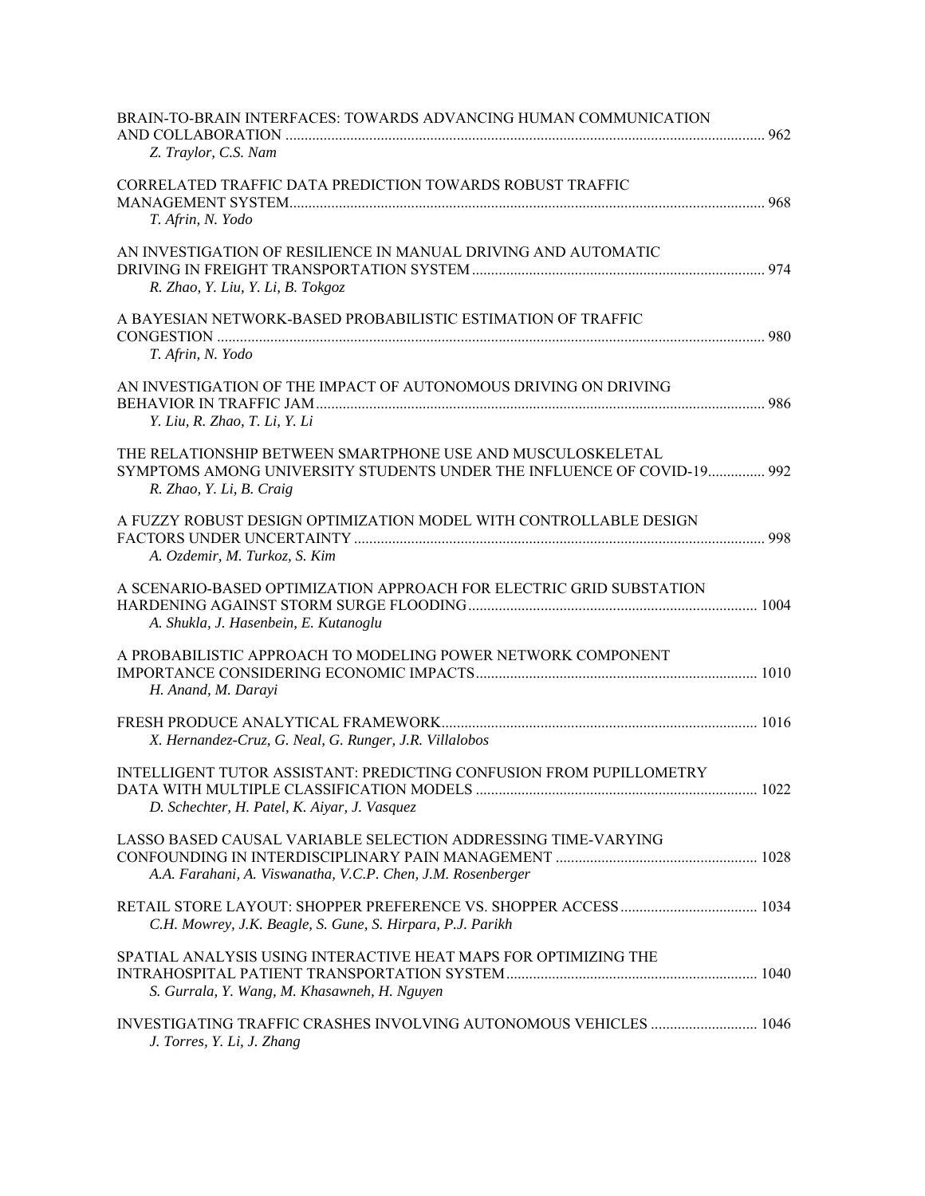BRAIN-TO-BRAIN INTERFACES: TOWARDS ADVANCING HUMAN COMMUNICATION AND COLLABORATION ............ 962
*Z. Traylor, C.S. Nam*

CORRELATED TRAFFIC DATA PREDICTION TOWARDS ROBUST TRAFFIC MANAGEMENT SYSTEM............ 968
*T. Afrin, N. Yodo*

AN INVESTIGATION OF RESILIENCE IN MANUAL DRIVING AND AUTOMATIC DRIVING IN FREIGHT TRANSPORTATION SYSTEM............ 974
*R. Zhao, Y. Liu, Y. Li, B. Tokgoz*

A BAYESIAN NETWORK-BASED PROBABILISTIC ESTIMATION OF TRAFFIC CONGESTION ............ 980
*T. Afrin, N. Yodo*

AN INVESTIGATION OF THE IMPACT OF AUTONOMOUS DRIVING ON DRIVING BEHAVIOR IN TRAFFIC JAM............ 986
*Y. Liu, R. Zhao, T. Li, Y. Li*

THE RELATIONSHIP BETWEEN SMARTPHONE USE AND MUSCULOSKELETAL SYMPTOMS AMONG UNIVERSITY STUDENTS UNDER THE INFLUENCE OF COVID-19............ 992
*R. Zhao, Y. Li, B. Craig*

A FUZZY ROBUST DESIGN OPTIMIZATION MODEL WITH CONTROLLABLE DESIGN FACTORS UNDER UNCERTAINTY ............ 998
*A. Ozdemir, M. Turkoz, S. Kim*

A SCENARIO-BASED OPTIMIZATION APPROACH FOR ELECTRIC GRID SUBSTATION HARDENING AGAINST STORM SURGE FLOODING............ 1004
*A. Shukla, J. Hasenbein, E. Kutanoglu*

A PROBABILISTIC APPROACH TO MODELING POWER NETWORK COMPONENT IMPORTANCE CONSIDERING ECONOMIC IMPACTS............ 1010
*H. Anand, M. Darayi*

FRESH PRODUCE ANALYTICAL FRAMEWORK............ 1016
*X. Hernandez-Cruz, G. Neal, G. Runger, J.R. Villalobos*

INTELLIGENT TUTOR ASSISTANT: PREDICTING CONFUSION FROM PUPILLOMETRY DATA WITH MULTIPLE CLASSIFICATION MODELS ............ 1022
*D. Schechter, H. Patel, K. Aiyar, J. Vasquez*

LASSO BASED CAUSAL VARIABLE SELECTION ADDRESSING TIME-VARYING CONFOUNDING IN INTERDISCIPLINARY PAIN MANAGEMENT ............ 1028
*A.A. Farahani, A. Viswanatha, V.C.P. Chen, J.M. Rosenberger*

RETAIL STORE LAYOUT: SHOPPER PREFERENCE VS. SHOPPER ACCESS............ 1034
*C.H. Mowrey, J.K. Beagle, S. Gune, S. Hirpara, P.J. Parikh*

SPATIAL ANALYSIS USING INTERACTIVE HEAT MAPS FOR OPTIMIZING THE INTRAHOSPITAL PATIENT TRANSPORTATION SYSTEM............ 1040
*S. Gurrala, Y. Wang, M. Khasawneh, H. Nguyen*

INVESTIGATING TRAFFIC CRASHES INVOLVING AUTONOMOUS VEHICLES ............ 1046
*J. Torres, Y. Li, J. Zhang*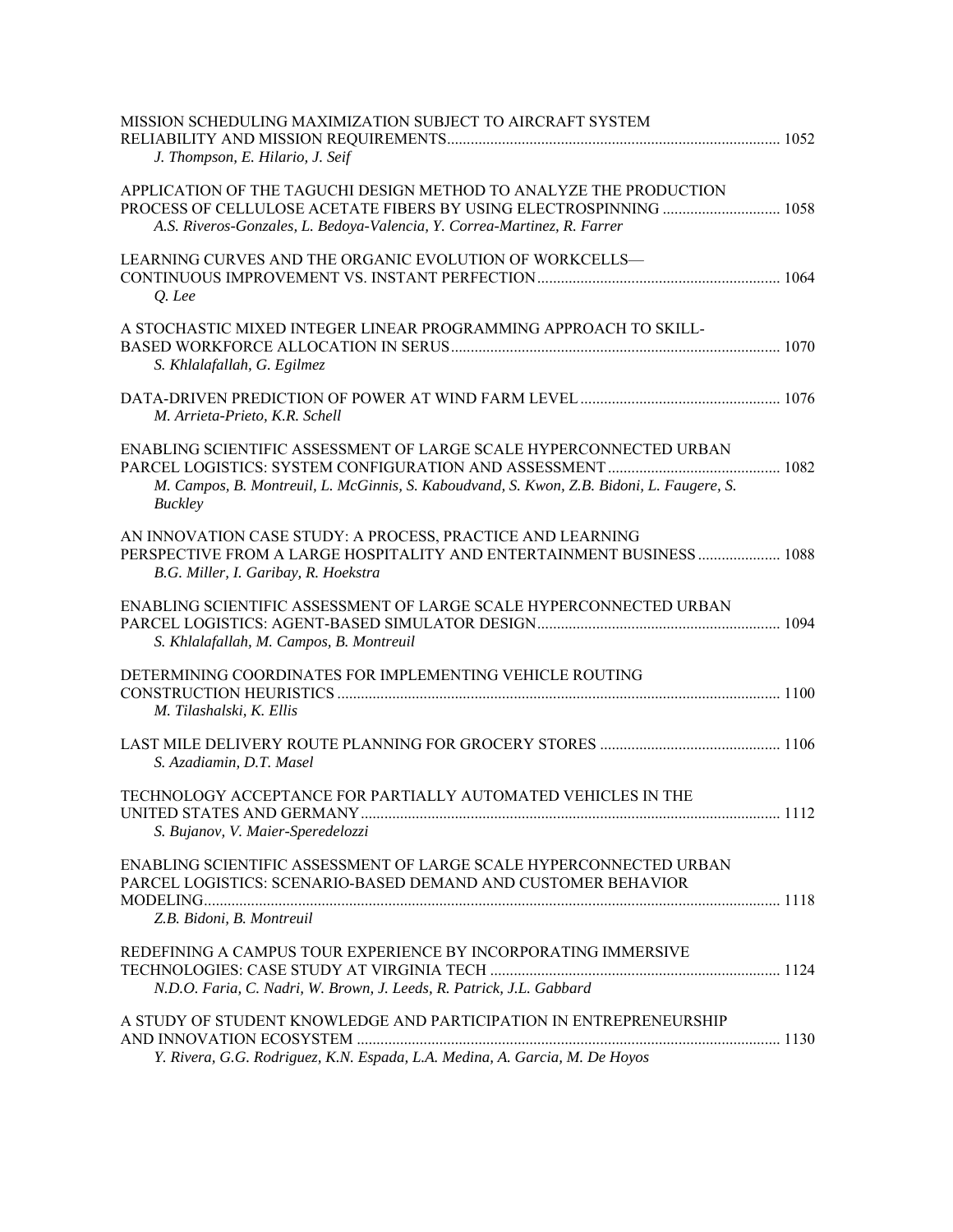MISSION SCHEDULING MAXIMIZATION SUBJECT TO AIRCRAFT SYSTEM RELIABILITY AND MISSION REQUIREMENTS.................................................................................... 1052
*J. Thompson, E. Hilario, J. Seif*

APPLICATION OF THE TAGUCHI DESIGN METHOD TO ANALYZE THE PRODUCTION PROCESS OF CELLULOSE ACETATE FIBERS BY USING ELECTROSPINNING ............................. 1058
*A.S. Riveros-Gonzales, L. Bedoya-Valencia, Y. Correa-Martinez, R. Farrer*

LEARNING CURVES AND THE ORGANIC EVOLUTION OF WORKCELLS—CONTINUOUS IMPROVEMENT VS. INSTANT PERFECTION............................................................. 1064
*Q. Lee*

A STOCHASTIC MIXED INTEGER LINEAR PROGRAMMING APPROACH TO SKILL-BASED WORKFORCE ALLOCATION IN SERUS.................................................................................. 1070
*S. Khlalafallah, G. Egilmez*

DATA-DRIVEN PREDICTION OF POWER AT WIND FARM LEVEL.................................................. 1076
*M. Arrieta-Prieto, K.R. Schell*

ENABLING SCIENTIFIC ASSESSMENT OF LARGE SCALE HYPERCONNECTED URBAN PARCEL LOGISTICS: SYSTEM CONFIGURATION AND ASSESSMENT............................................ 1082
*M. Campos, B. Montreuil, L. McGinnis, S. Kaboudvand, S. Kwon, Z.B. Bidoni, L. Faugere, S. Buckley*

AN INNOVATION CASE STUDY: A PROCESS, PRACTICE AND LEARNING PERSPECTIVE FROM A LARGE HOSPITALITY AND ENTERTAINMENT BUSINESS..................... 1088
*B.G. Miller, I. Garibay, R. Hoekstra*

ENABLING SCIENTIFIC ASSESSMENT OF LARGE SCALE HYPERCONNECTED URBAN PARCEL LOGISTICS: AGENT-BASED SIMULATOR DESIGN............................................................. 1094
*S. Khlalafallah, M. Campos, B. Montreuil*

DETERMINING COORDINATES FOR IMPLEMENTING VEHICLE ROUTING CONSTRUCTION HEURISTICS ................................................................................................................ 1100
*M. Tilashalski, K. Ellis*

LAST MILE DELIVERY ROUTE PLANNING FOR GROCERY STORES ............................................. 1106
*S. Azadiamin, D.T. Masel*

TECHNOLOGY ACCEPTANCE FOR PARTIALLY AUTOMATED VEHICLES IN THE UNITED STATES AND GERMANY.......................................................................................................... 1112
*S. Bujanov, V. Maier-Speredelozzi*

ENABLING SCIENTIFIC ASSESSMENT OF LARGE SCALE HYPERCONNECTED URBAN PARCEL LOGISTICS: SCENARIO-BASED DEMAND AND CUSTOMER BEHAVIOR MODELING................................................................................................................................................... 1118
*Z.B. Bidoni, B. Montreuil*

REDEFINING A CAMPUS TOUR EXPERIENCE BY INCORPORATING IMMERSIVE TECHNOLOGIES: CASE STUDY AT VIRGINIA TECH ......................................................................... 1124
*N.D.O. Faria, C. Nadri, W. Brown, J. Leeds, R. Patrick, J.L. Gabbard*

A STUDY OF STUDENT KNOWLEDGE AND PARTICIPATION IN ENTREPRENEURSHIP AND INNOVATION ECOSYSTEM ............................................................................................................ 1130
*Y. Rivera, G.G. Rodriguez, K.N. Espada, L.A. Medina, A. Garcia, M. De Hoyos*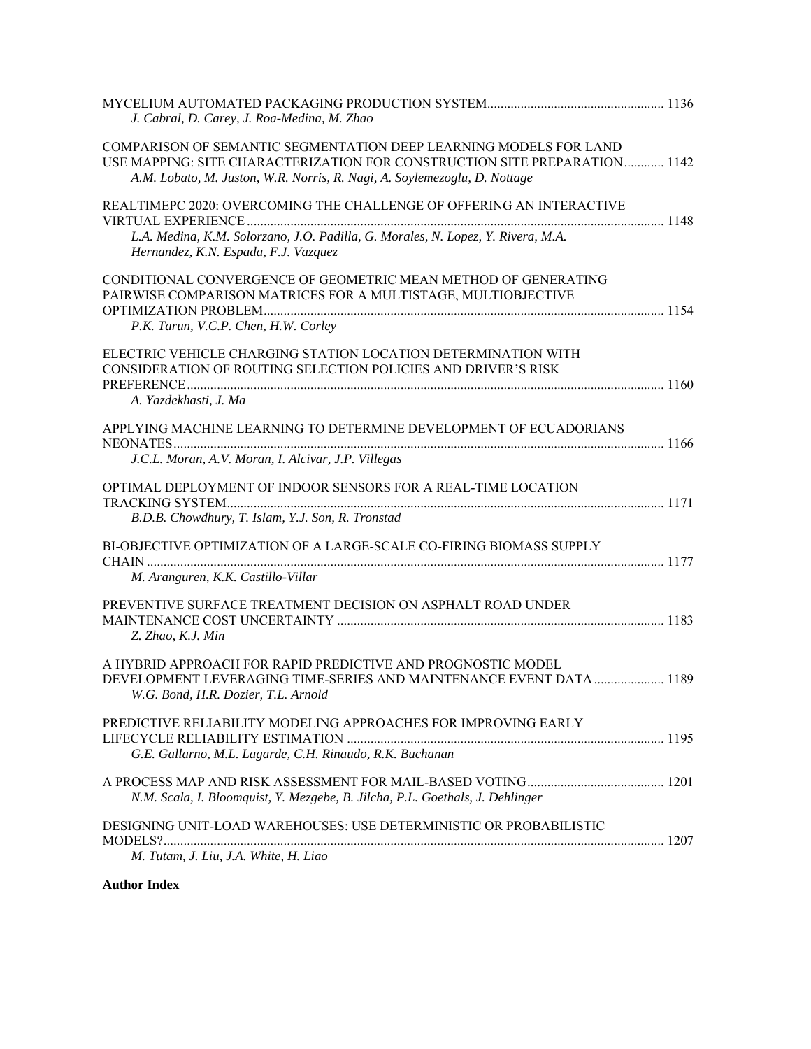MYCELIUM AUTOMATED PACKAGING PRODUCTION SYSTEM.................................................... 1136
*J. Cabral, D. Carey, J. Roa-Medina, M. Zhao*

COMPARISON OF SEMANTIC SEGMENTATION DEEP LEARNING MODELS FOR LAND USE MAPPING: SITE CHARACTERIZATION FOR CONSTRUCTION SITE PREPARATION............ 1142
*A.M. Lobato, M. Juston, W.R. Norris, R. Nagi, A. Soylemezoglu, D. Nottage*

REALTIMEPC 2020: OVERCOMING THE CHALLENGE OF OFFERING AN INTERACTIVE VIRTUAL EXPERIENCE.......................................................................................................... 1148
*L.A. Medina, K.M. Solorzano, J.O. Padilla, G. Morales, N. Lopez, Y. Rivera, M.A. Hernandez, K.N. Espada, F.J. Vazquez*

CONDITIONAL CONVERGENCE OF GEOMETRIC MEAN METHOD OF GENERATING PAIRWISE COMPARISON MATRICES FOR A MULTISTAGE, MULTIOBJECTIVE OPTIMIZATION PROBLEM.......................................................................................................... 1154
*P.K. Tarun, V.C.P. Chen, H.W. Corley*

ELECTRIC VEHICLE CHARGING STATION LOCATION DETERMINATION WITH CONSIDERATION OF ROUTING SELECTION POLICIES AND DRIVER'S RISK PREFERENCE.......................................................................................................... 1160
*A. Yazdekhasti, J. Ma*

APPLYING MACHINE LEARNING TO DETERMINE DEVELOPMENT OF ECUADORIANS NEONATES.......................................................................................................... 1166
*J.C.L. Moran, A.V. Moran, I. Alcivar, J.P. Villegas*

OPTIMAL DEPLOYMENT OF INDOOR SENSORS FOR A REAL-TIME LOCATION TRACKING SYSTEM.......................................................................................................... 1171
*B.D.B. Chowdhury, T. Islam, Y.J. Son, R. Tronstad*

BI-OBJECTIVE OPTIMIZATION OF A LARGE-SCALE CO-FIRING BIOMASS SUPPLY CHAIN.......................................................................................................... 1177
*M. Aranguren, K.K. Castillo-Villar*

PREVENTIVE SURFACE TREATMENT DECISION ON ASPHALT ROAD UNDER MAINTENANCE COST UNCERTAINTY .......................................................................................................... 1183
*Z. Zhao, K.J. Min*

A HYBRID APPROACH FOR RAPID PREDICTIVE AND PROGNOSTIC MODEL DEVELOPMENT LEVERAGING TIME-SERIES AND MAINTENANCE EVENT DATA.................... 1189
*W.G. Bond, H.R. Dozier, T.L. Arnold*

PREDICTIVE RELIABILITY MODELING APPROACHES FOR IMPROVING EARLY LIFECYCLE RELIABILITY ESTIMATION .......................................................................................................... 1195
*G.E. Gallarno, M.L. Lagarde, C.H. Rinaudo, R.K. Buchanan*

A PROCESS MAP AND RISK ASSESSMENT FOR MAIL-BASED VOTING........................................ 1201
*N.M. Scala, I. Bloomquist, Y. Mezgebe, B. Jilcha, P.L. Goethals, J. Dehlinger*

DESIGNING UNIT-LOAD WAREHOUSES: USE DETERMINISTIC OR PROBABILISTIC MODELS?.......................................................................................................... 1207
*M. Tutam, J. Liu, J.A. White, H. Liao*

**Author Index**